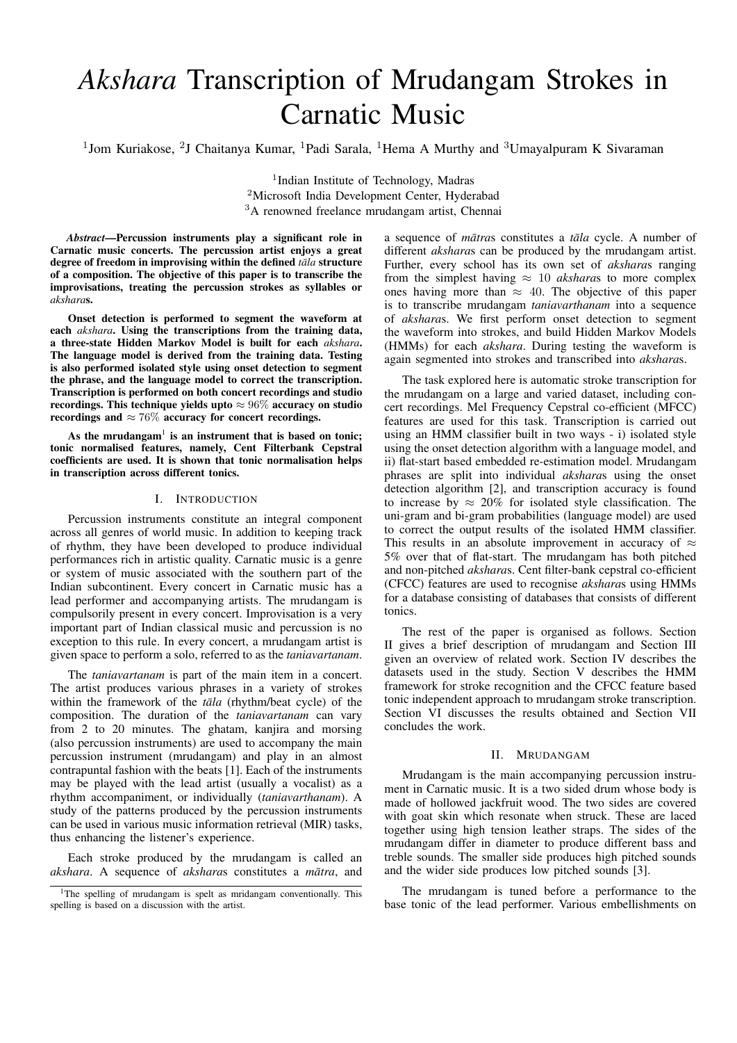# *Akshara* Transcription of Mrudangam Strokes in Carnatic Music

[1]Jom Kuriakose, [2]J Chaitanya Kumar, [1]Padi Sarala, [1]Hema A Murthy and [3]Umayalpuram K Sivaraman

[1]Indian Institute of Technology, Madras
[2]Microsoft India Development Center, Hyderabad
[3]A renowned freelance mrudangam artist, Chennai

***Abstract*—Percussion instruments play a significant role in Carnatic music concerts. The percussion artist enjoys a great degree of freedom in improvising within the defined *tāla* structure of a composition. The objective of this paper is to transcribe the improvisations, treating the percussion strokes as syllables or *akshara*s.**

**Onset detection is performed to segment the waveform at each *akshara*. Using the transcriptions from the training data, a three-state Hidden Markov Model is built for each *akshara*. The language model is derived from the training data. Testing is also performed isolated style using onset detection to segment the phrase, and the language model to correct the transcription. Transcription is performed on both concert recordings and studio recordings. This technique yields upto $\approx 96\%$ accuracy on studio recordings and $\approx 76\%$ accuracy for concert recordings.**

**As the mrudangam[1] is an instrument that is based on tonic; tonic normalised features, namely, Cent Filterbank Cepstral coefficients are used. It is shown that tonic normalisation helps in transcription across different tonics.**

## I. Introduction

Percussion instruments constitute an integral component across all genres of world music. In addition to keeping track of rhythm, they have been developed to produce individual performances rich in artistic quality. Carnatic music is a genre or system of music associated with the southern part of the Indian subcontinent. Every concert in Carnatic music has a lead performer and accompanying artists. The mrudangam is compulsorily present in every concert. Improvisation is a very important part of Indian classical music and percussion is no exception to this rule. In every concert, a mrudangam artist is given space to perform a solo, referred to as the *taniavartanam*.

The *taniavartanam* is part of the main item in a concert. The artist produces various phrases in a variety of strokes within the framework of the *tāla* (rhythm/beat cycle) of the composition. The duration of the *taniavartanam* can vary from 2 to 20 minutes. The ghatam, kanjira and morsing (also percussion instruments) are used to accompany the main percussion instrument (mrudangam) and play in an almost contrapuntal fashion with the beats [1]. Each of the instruments may be played with the lead artist (usually a vocalist) as a rhythm accompaniment, or individually (*taniavarthanam*). A study of the patterns produced by the percussion instruments can be used in various music information retrieval (MIR) tasks, thus enhancing the listener's experience.

Each stroke produced by the mrudangam is called an *akshara*. A sequence of *akshara*s constitutes a *mātra*, and a sequence of *mātra*s constitutes a *tāla* cycle. A number of different *akshara*s can be produced by the mrudangam artist. Further, every school has its own set of *akshara*s ranging from the simplest having $\approx 10$ *akshara*s to more complex ones having more than $\approx 40$. The objective of this paper is to transcribe mrudangam *taniavarthanam* into a sequence of *akshara*s. We first perform onset detection to segment the waveform into strokes, and build Hidden Markov Models (HMMs) for each *akshara*. During testing the waveform is again segmented into strokes and transcribed into *akshara*s.

The task explored here is automatic stroke transcription for the mrudangam on a large and varied dataset, including concert recordings. Mel Frequency Cepstral co-efficient (MFCC) features are used for this task. Transcription is carried out using an HMM classifier built in two ways - i) isolated style using the onset detection algorithm with a language model, and ii) flat-start based embedded re-estimation model. Mrudangam phrases are split into individual *akshara*s using the onset detection algorithm [2], and transcription accuracy is found to increase by $\approx 20\%$ for isolated style classification. The uni-gram and bi-gram probabilities (language model) are used to correct the output results of the isolated HMM classifier. This results in an absolute improvement in accuracy of $\approx 5\%$ over that of flat-start. The mrudangam has both pitched and non-pitched *akshara*s. Cent filter-bank cepstral co-efficient (CFCC) features are used to recognise *akshara*s using HMMs for a database consisting of databases that consists of different tonics.

The rest of the paper is organised as follows. Section II gives a brief description of mrudangam and Section III given an overview of related work. Section IV describes the datasets used in the study. Section V describes the HMM framework for stroke recognition and the CFCC feature based tonic independent approach to mrudangam stroke transcription. Section VI discusses the results obtained and Section VII concludes the work.

## II. Mrudangam

Mrudangam is the main accompanying percussion instrument in Carnatic music. It is a two sided drum whose body is made of hollowed jackfruit wood. The two sides are covered with goat skin which resonate when struck. These are laced together using high tension leather straps. The sides of the mrudangam differ in diameter to produce different bass and treble sounds. The smaller side produces high pitched sounds and the wider side produces low pitched sounds [3].

The mrudangam is tuned before a performance to the base tonic of the lead performer. Various embellishments on

[1]The spelling of mrudangam is spelt as mridangam conventionally. This spelling is based on a discussion with the artist.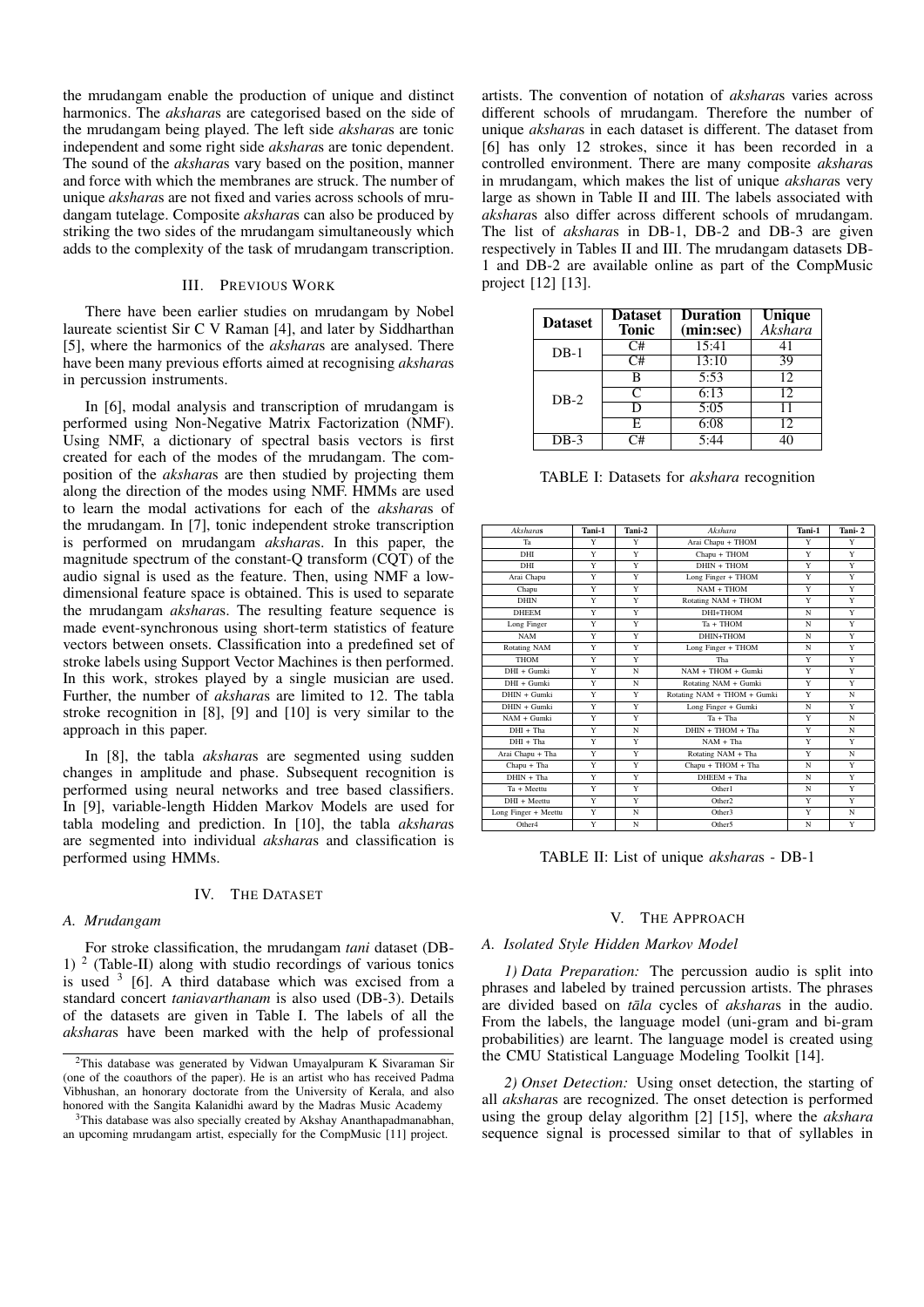the mrudangam enable the production of unique and distinct harmonics. The *akshara*s are categorised based on the side of the mrudangam being played. The left side *akshara*s are tonic independent and some right side *akshara*s are tonic dependent. The sound of the *akshara*s vary based on the position, manner and force with which the membranes are struck. The number of unique *akshara*s are not fixed and varies across schools of mrudangam tutelage. Composite *akshara*s can also be produced by striking the two sides of the mrudangam simultaneously which adds to the complexity of the task of mrudangam transcription.

## III. Previous Work

There have been earlier studies on mrudangam by Nobel laureate scientist Sir C V Raman [4], and later by Siddharthan [5], where the harmonics of the *akshara*s are analysed. There have been many previous efforts aimed at recognising *akshara*s in percussion instruments.

In [6], modal analysis and transcription of mrudangam is performed using Non-Negative Matrix Factorization (NMF). Using NMF, a dictionary of spectral basis vectors is first created for each of the modes of the mrudangam. The composition of the *akshara*s are then studied by projecting them along the direction of the modes using NMF. HMMs are used to learn the modal activations for each of the *akshara*s of the mrudangam. In [7], tonic independent stroke transcription is performed on mrudangam *akshara*s. In this paper, the magnitude spectrum of the constant-Q transform (CQT) of the audio signal is used as the feature. Then, using NMF a low-dimensional feature space is obtained. This is used to separate the mrudangam *akshara*s. The resulting feature sequence is made event-synchronous using short-term statistics of feature vectors between onsets. Classification into a predefined set of stroke labels using Support Vector Machines is then performed. In this work, strokes played by a single musician are used. Further, the number of *akshara*s are limited to 12. The tabla stroke recognition in [8], [9] and [10] is very similar to the approach in this paper.

In [8], the tabla *akshara*s are segmented using sudden changes in amplitude and phase. Subsequent recognition is performed using neural networks and tree based classifiers. In [9], variable-length Hidden Markov Models are used for tabla modeling and prediction. In [10], the tabla *akshara*s are segmented into individual *akshara*s and classification is performed using HMMs.

## IV. The Dataset

### A. Mrudangam

For stroke classification, the mrudangam *tani* dataset (DB-1) [2] (Table-II) along with studio recordings of various tonics is used [3] [6]. A third database which was excised from a standard concert *taniavarthanam* is also used (DB-3). Details of the datasets are given in Table I. The labels of all the *akshara*s have been marked with the help of professional artists. The convention of notation of *akshara*s varies across different schools of mrudangam. Therefore the number of unique *akshara*s in each dataset is different. The dataset from [6] has only 12 strokes, since it has been recorded in a controlled environment. There are many composite *akshara*s in mrudangam, which makes the list of unique *akshara*s very large as shown in Table II and III. The labels associated with *akshara*s also differ across different schools of mrudangam. The list of *akshara*s in DB-1, DB-2 and DB-3 are given respectively in Tables II and III. The mrudangam datasets DB-1 and DB-2 are available online as part of the CompMusic project [12] [13].

| Dataset | Dataset Tonic | Duration (min:sec) | Unique *Akshara* |
|---|---|---|---|
| DB-1 | C# | 15:41 | 41 |
| | C# | 13:10 | 39 |
| DB-2 | B | 5:53 | 12 |
| | C | 6:13 | 12 |
| | D | 5:05 | 11 |
| | E | 6:08 | 12 |
| DB-3 | C# | 5:44 | 40 |

TABLE I: Datasets for *akshara* recognition

| *Akshara*s | Tani-1 | Tani-2 | *Akshara* | Tani-1 | Tani- 2 |
|---|---|---|---|---|---|
| Ta | Y | Y | Arai Chapu + THOM | Y | Y |
| DHI | Y | Y | Chapu + THOM | Y | Y |
| DHI | Y | Y | DHIN + THOM | Y | Y |
| Arai Chapu | Y | Y | Long Finger + THOM | Y | Y |
| Chapu | Y | Y | NAM + THOM | Y | Y |
| DHIN | Y | Y | Rotating NAM + THOM | Y | Y |
| DHEEM | Y | Y | DHI+THOM | N | Y |
| Long Finger | Y | Y | Ta + THOM | N | Y |
| NAM | Y | Y | DHIN+THOM | N | Y |
| Rotating NAM | Y | Y | Long Finger + THOM | N | Y |
| THOM | Y | Y | Tha | Y | Y |
| DHI + Gumki | Y | N | NAM + THOM + Gumki | Y | Y |
| DHI + Gumki | Y | N | Rotating NAM + Gumki | Y | Y |
| DHIN + Gumki | Y | Y | Rotating NAM + THOM + Gumki | Y | N |
| DHIN + Gumki | Y | Y | Long Finger + Gumki | N | Y |
| NAM + Gumki | Y | Y | Ta + Tha | Y | N |
| DHI + Tha | Y | N | DHIN + THOM + Tha | Y | N |
| DHI + Tha | Y | Y | NAM + Tha | Y | Y |
| Arai Chapu + Tha | Y | Y | Rotating NAM + Tha | Y | N |
| Chapu + Tha | Y | Y | Chapu + THOM + Tha | N | Y |
| DHIN + Tha | Y | Y | DHEEM + Tha | N | Y |
| Ta + Meettu | Y | Y | Other1 | N | Y |
| DHI + Meettu | Y | Y | Other2 | Y | Y |
| Long Finger + Meettu | Y | N | Other3 | Y | N |
| Other4 | Y | N | Other5 | N | Y |

TABLE II: List of unique *akshara*s - DB-1

## V. The Approach

### A. Isolated Style Hidden Markov Model

*1) Data Preparation:* The percussion audio is split into phrases and labeled by trained percussion artists. The phrases are divided based on *tāla* cycles of *akshara*s in the audio. From the labels, the language model (uni-gram and bi-gram probabilities) are learnt. The language model is created using the CMU Statistical Language Modeling Toolkit [14].

*2) Onset Detection:* Using onset detection, the starting of all *akshara*s are recognized. The onset detection is performed using the group delay algorithm [2] [15], where the *akshara* sequence signal is processed similar to that of syllables in

[2] This database was generated by Vidwan Umayalpuram K Sivaraman Sir (one of the coauthors of the paper). He is an artist who has received Padma Vibhushan, an honorary doctorate from the University of Kerala, and also honored with the Sangita Kalanidhi award by the Madras Music Academy

[3] This database was also specially created by Akshay Ananthapadmanabhan, an upcoming mrudangam artist, especially for the CompMusic [11] project.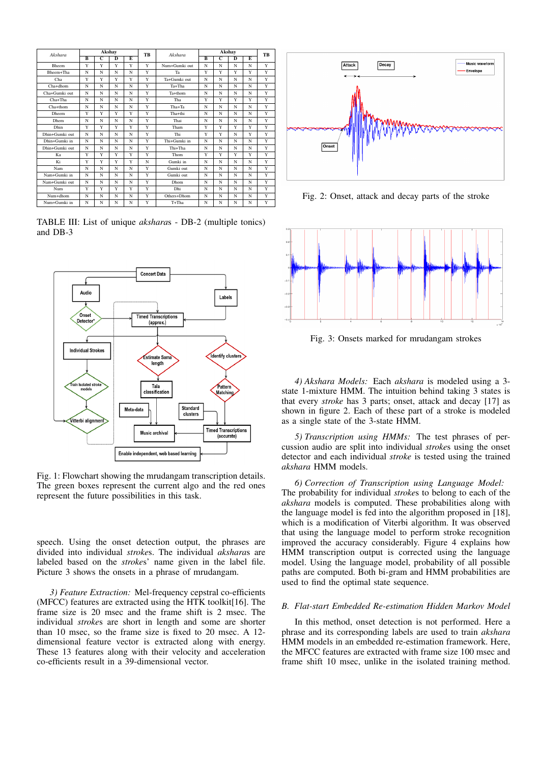| Akshara | Akshay | | | | TB | Akshara | Akshay | | | | TB |
|---|---|---|---|---|---|---|---|---|---|---|---|
| | B | C | D | E | | | B | C | D | E | |
| Bheem | Y | Y | Y | Y | Y | Num+Gumki out | N | N | N | N | Y |
| Bheem+Tha | N | N | N | N | Y | Ta | Y | Y | Y | Y | Y |
| Cha | Y | Y | Y | Y | Y | Ta+Gumki out | N | N | N | N | Y |
| Cha+dhom | N | N | N | N | Y | Ta+Tha | N | N | N | N | Y |
| Cha+Gumki out | N | N | N | N | Y | Ta+thom | N | N | N | N | Y |
| Cha+Tha | N | N | N | N | Y | Tha | Y | Y | Y | Y | Y |
| Cha+thom | N | N | N | N | Y | Tha+Ta | N | N | N | N | Y |
| Dheem | Y | Y | Y | Y | Y | Tha+thi | N | N | N | N | Y |
| Dhem | N | N | N | N | Y | Thai | N | N | N | N | Y |
| Dhin | Y | Y | Y | Y | Y | Tham | Y | Y | Y | Y | Y |
| Dhin+Gumki out | N | N | N | N | Y | Thi | Y | Y | N | Y | Y |
| Dhin+Gumki in | N | N | N | N | Y | Thi+Gumki in | N | N | N | N | Y |
| Dhin+Gumki out | N | N | N | N | Y | Thi+Tha | N | N | N | N | Y |
| Ka | Y | Y | Y | Y | Y | Thom | Y | Y | Y | Y | Y |
| Ki | Y | Y | Y | Y | N | Gumki in | N | N | N | N | Y |
| Nam | N | N | N | N | Y | Gumki out | N | N | N | N | Y |
| Nam+Gumki in | N | N | N | N | Y | Gumki out | N | N | N | N | Y |
| Nam+Gumki out | N | N | N | N | Y | Dhom | N | N | N | N | Y |
| Num | Y | Y | Y | Y | Y | Dhi | N | N | N | N | Y |
| Num+dhom | N | N | N | N | Y | Others+Dhom | N | N | N | N | Y |
| Num+Gumki in | N | N | N | N | Y | T+Tha | N | N | N | N | Y |

TABLE III: List of unique *aksharas* - DB-2 (multiple tonics) and DB-3

Fig. 1: Flowchart showing the mrudangam transcription details. The green boxes represent the current algo and the red ones represent the future possibilities in this task.

speech. Using the onset detection output, the phrases are divided into individual *strokes*. The individual *aksharas* are labeled based on the *strokes*' name given in the label file. Picture 3 shows the onsets in a phrase of mrudangam.

*3) Feature Extraction:* Mel-frequency cepstral co-efficients (MFCC) features are extracted using the HTK toolkit[16]. The frame size is 20 msec and the frame shift is 2 msec. The individual *strokes* are short in length and some are shorter than 10 msec, so the frame size is fixed to 20 msec. A 12-dimensional feature vector is extracted along with energy. These 13 features along with their velocity and acceleration co-efficients result in a 39-dimensional vector.

Fig. 2: Onset, attack and decay parts of the stroke

Fig. 3: Onsets marked for mrudangam strokes

*4) Akshara Models:* Each *akshara* is modeled using a 3-state 1-mixture HMM. The intuition behind taking 3 states is that every *stroke* has 3 parts; onset, attack and decay [17] as shown in figure 2. Each of these part of a stroke is modeled as a single state of the 3-state HMM.

*5) Transcription using HMMs:* The test phrases of percussion audio are split into individual *strokes* using the onset detector and each individual *stroke* is tested using the trained *akshara* HMM models.

*6) Correction of Transcription using Language Model:* The probability for individual *strokes* to belong to each of the *akshara* models is computed. These probabilities along with the language model is fed into the algorithm proposed in [18], which is a modification of Viterbi algorithm. It was observed that using the language model to perform stroke recognition improved the accuracy considerably. Figure 4 explains how HMM transcription output is corrected using the language model. Using the language model, probability of all possible paths are computed. Both bi-gram and HMM probabilities are used to find the optimal state sequence.

### B. Flat-start Embedded Re-estimation Hidden Markov Model

In this method, onset detection is not performed. Here a phrase and its corresponding labels are used to train *akshara* HMM models in an embedded re-estimation framework. Here, the MFCC features are extracted with frame size 100 msec and frame shift 10 msec, unlike in the isolated training method.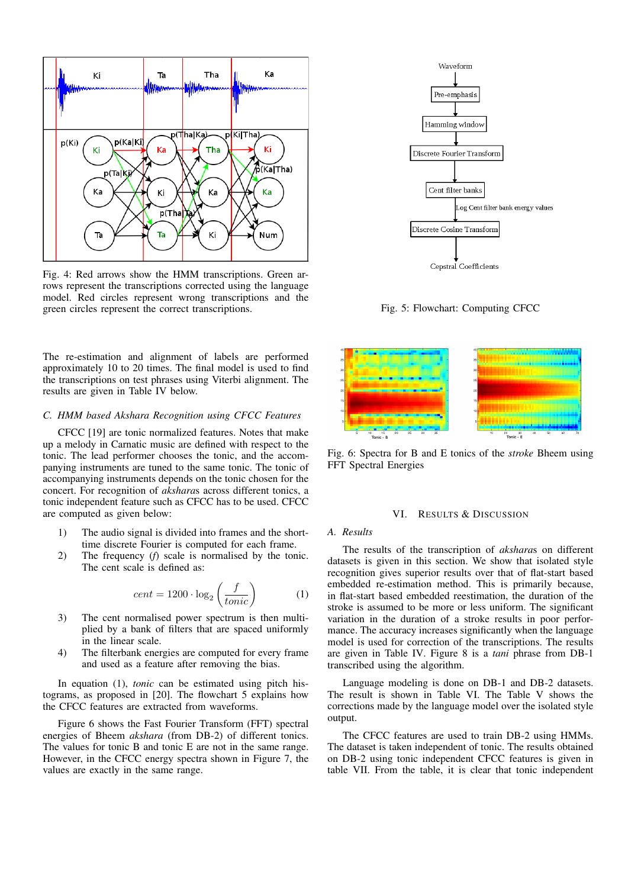Fig. 4: Red arrows show the HMM transcriptions. Green arrows represent the transcriptions corrected using the language model. Red circles represent wrong transcriptions and the green circles represent the correct transcriptions.

The re-estimation and alignment of labels are performed approximately 10 to 20 times. The final model is used to find the transcriptions on test phrases using Viterbi alignment. The results are given in Table IV below.

### C. HMM based Akshara Recognition using CFCC Features

CFCC [19] are tonic normalized features. Notes that make up a melody in Carnatic music are defined with respect to the tonic. The lead performer chooses the tonic, and the accompanying instruments are tuned to the same tonic. The tonic of accompanying instruments depends on the tonic chosen for the concert. For recognition of *akshara*s across different tonics, a tonic independent feature such as CFCC has to be used. CFCC are computed as given below:

1) The audio signal is divided into frames and the short-time discrete Fourier is computed for each frame.
2) The frequency (*f*) scale is normalised by the tonic. The cent scale is defined as:

$$cent = 1200 \cdot \log_2 \left( \frac{f}{tonic} \right) \quad (1)$$

3) The cent normalised power spectrum is then multiplied by a bank of filters that are spaced uniformly in the linear scale.
4) The filterbank energies are computed for every frame and used as a feature after removing the bias.

In equation (1), *tonic* can be estimated using pitch histograms, as proposed in [20]. The flowchart 5 explains how the CFCC features are extracted from waveforms.

Figure 6 shows the Fast Fourier Transform (FFT) spectral energies of Bheem *akshara* (from DB-2) of different tonics. The values for tonic B and tonic E are not in the same range. However, in the CFCC energy spectra shown in Figure 7, the values are exactly in the same range.

Fig. 5: Flowchart: Computing CFCC

Fig. 6: Spectra for B and E tonics of the *stroke* Bheem using FFT Spectral Energies

## VI. Results & Discussion

### A. Results

The results of the transcription of *akshara*s on different datasets is given in this section. We show that isolated style recognition gives superior results over that of flat-start based embedded re-estimation method. This is primarily because, in flat-start based embedded reestimation, the duration of the stroke is assumed to be more or less uniform. The significant variation in the duration of a stroke results in poor performance. The accuracy increases significantly when the language model is used for correction of the transcriptions. The results are given in Table IV. Figure 8 is a *tani* phrase from DB-1 transcribed using the algorithm.

Language modeling is done on DB-1 and DB-2 datasets. The result is shown in Table VI. The Table V shows the corrections made by the language model over the isolated style output.

The CFCC features are used to train DB-2 using HMMs. The dataset is taken independent of tonic. The results obtained on DB-2 using tonic independent CFCC features is given in table VII. From the table, it is clear that tonic independent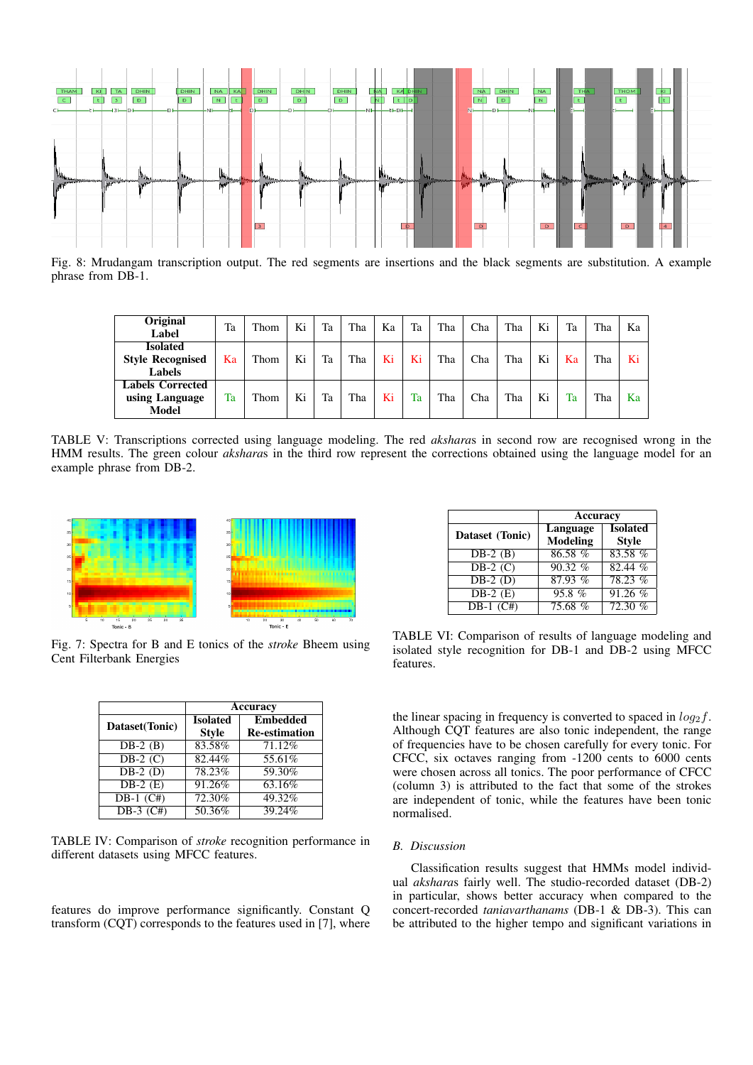Fig. 8: Mrudangam transcription output. The red segments are insertions and the black segments are substitution. A example phrase from DB-1.

| Original Label | Ta | Thom | Ki | Ta | Tha | Ka | Ta | Tha | Cha | Tha | Ki | Ta | Tha | Ka |
|---|---|---|---|---|---|---|---|---|---|---|---|---|---|---|
| Isolated Style Recognised Labels | Ka | Thom | Ki | Ta | Tha | Ki | Ki | Tha | Cha | Tha | Ki | Ka | Tha | Ki |
| Labels Corrected using Language Model | Ta | Thom | Ki | Ta | Tha | Ki | Ta | Tha | Cha | Tha | Ki | Ta | Tha | Ka |

TABLE V: Transcriptions corrected using language modeling. The red *aksharas* in second row are recognised wrong in the HMM results. The green colour *aksharas* in the third row represent the corrections obtained using the language model for an example phrase from DB-2.

Fig. 7: Spectra for B and E tonics of the *stroke* Bheem using Cent Filterbank Energies

| Dataset(Tonic) | Accuracy | |
|---|---|---|
| | Isolated Style | Embedded Re-estimation |
| DB-2 (B) | 83.58% | 71.12% |
| DB-2 (C) | 82.44% | 55.61% |
| DB-2 (D) | 78.23% | 59.30% |
| DB-2 (E) | 91.26% | 63.16% |
| DB-1 (C#) | 72.30% | 49.32% |
| DB-3 (C#) | 50.36% | 39.24% |

TABLE IV: Comparison of *stroke* recognition performance in different datasets using MFCC features.

features do improve performance significantly. Constant Q transform (CQT) corresponds to the features used in [7], where the linear spacing in frequency is converted to spaced in $log_2 f$. Although CQT features are also tonic independent, the range of frequencies have to be chosen carefully for every tonic. For CFCC, six octaves ranging from -1200 cents to 6000 cents were chosen across all tonics. The poor performance of CFCC (column 3) is attributed to the fact that some of the strokes are independent of tonic, while the features have been tonic normalised.

| Dataset (Tonic) | Accuracy | |
|---|---|---|
| | Language Modeling | Isolated Style |
| DB-2 (B) | 86.58 % | 83.58 % |
| DB-2 (C) | 90.32 % | 82.44 % |
| DB-2 (D) | 87.93 % | 78.23 % |
| DB-2 (E) | 95.8 % | 91.26 % |
| DB-1 (C#) | 75.68 % | 72.30 % |

TABLE VI: Comparison of results of language modeling and isolated style recognition for DB-1 and DB-2 using MFCC features.

## B. Discussion

Classification results suggest that HMMs model individual *aksharas* fairly well. The studio-recorded dataset (DB-2) in particular, shows better accuracy when compared to the concert-recorded *taniavarthanams* (DB-1 & DB-3). This can be attributed to the higher tempo and significant variations in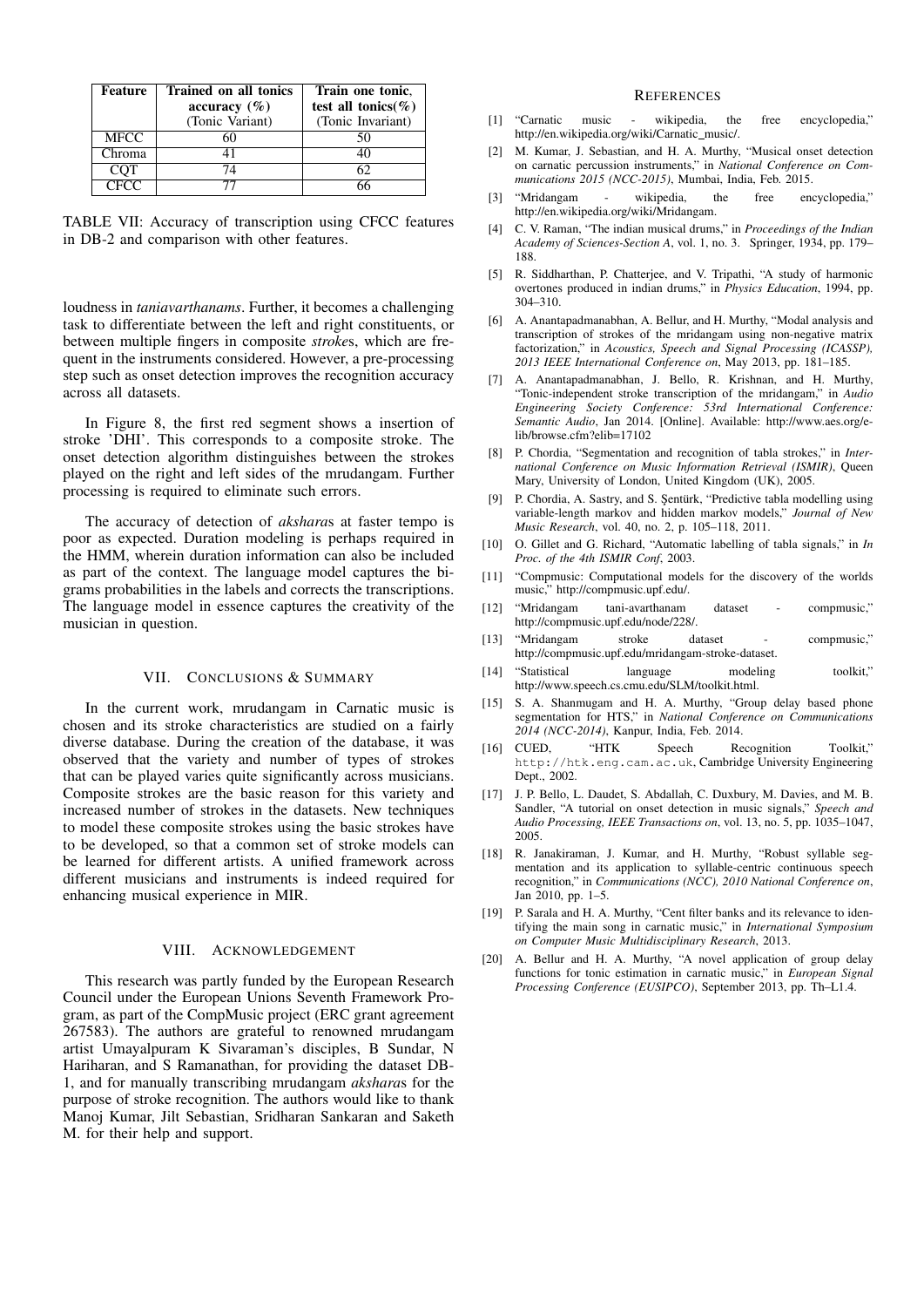| Feature | Trained on all tonics accuracy (%) (Tonic Variant) | Train one tonic, test all tonics(%) (Tonic Invariant) |
|---|---|---|
| MFCC | 60 | 50 |
| Chroma | 41 | 40 |
| CQT | 74 | 62 |
| CFCC | 77 | 66 |

TABLE VII: Accuracy of transcription using CFCC features in DB-2 and comparison with other features.

loudness in *taniavarthanams*. Further, it becomes a challenging task to differentiate between the left and right constituents, or between multiple fingers in composite *stroke*s, which are frequent in the instruments considered. However, a pre-processing step such as onset detection improves the recognition accuracy across all datasets.

In Figure 8, the first red segment shows a insertion of stroke 'DHI'. This corresponds to a composite stroke. The onset detection algorithm distinguishes between the strokes played on the right and left sides of the mrudangam. Further processing is required to eliminate such errors.

The accuracy of detection of *akshara*s at faster tempo is poor as expected. Duration modeling is perhaps required in the HMM, wherein duration information can also be included as part of the context. The language model captures the bigrams probabilities in the labels and corrects the transcriptions. The language model in essence captures the creativity of the musician in question.

## VII. Conclusions & Summary

In the current work, mrudangam in Carnatic music is chosen and its stroke characteristics are studied on a fairly diverse database. During the creation of the database, it was observed that the variety and number of types of strokes that can be played varies quite significantly across musicians. Composite strokes are the basic reason for this variety and increased number of strokes in the datasets. New techniques to model these composite strokes using the basic strokes have to be developed, so that a common set of stroke models can be learned for different artists. A unified framework across different musicians and instruments is indeed required for enhancing musical experience in MIR.

## VIII. Acknowledgement

This research was partly funded by the European Research Council under the European Unions Seventh Framework Program, as part of the CompMusic project (ERC grant agreement 267583). The authors are grateful to renowned mrudangam artist Umayalpuram K Sivaraman's disciples, B Sundar, N Hariharan, and S Ramanathan, for providing the dataset DB-1, and for manually transcribing mrudangam *akshara*s for the purpose of stroke recognition. The authors would like to thank Manoj Kumar, Jilt Sebastian, Sridharan Sankaran and Saketh M. for their help and support.

## References

[1] "Carnatic music - wikipedia, the free encyclopedia," http://en.wikipedia.org/wiki/Carnatic_music/.

[2] M. Kumar, J. Sebastian, and H. A. Murthy, "Musical onset detection on carnatic percussion instruments," in *National Conference on Communications 2015 (NCC-2015)*, Mumbai, India, Feb. 2015.

[3] "Mridangam - wikipedia, the free encyclopedia," http://en.wikipedia.org/wiki/Mridangam.

[4] C. V. Raman, "The indian musical drums," in *Proceedings of the Indian Academy of Sciences-Section A*, vol. 1, no. 3. Springer, 1934, pp. 179–188.

[5] R. Siddharthan, P. Chatterjee, and V. Tripathi, "A study of harmonic overtones produced in indian drums," in *Physics Education*, 1994, pp. 304–310.

[6] A. Anantapadmanabhan, A. Bellur, and H. Murthy, "Modal analysis and transcription of strokes of the mridangam using non-negative matrix factorization," in *Acoustics, Speech and Signal Processing (ICASSP), 2013 IEEE International Conference on*, May 2013, pp. 181–185.

[7] A. Anantapadmanabhan, J. Bello, R. Krishnan, and H. Murthy, "Tonic-independent stroke transcription of the mridangam," in *Audio Engineering Society Conference: 53rd International Conference: Semantic Audio*, Jan 2014. [Online]. Available: http://www.aes.org/e-lib/browse.cfm?elib=17102

[8] P. Chordia, "Segmentation and recognition of tabla strokes," in *International Conference on Music Information Retrieval (ISMIR)*, Queen Mary, University of London, United Kingdom (UK), 2005.

[9] P. Chordia, A. Sastry, and S. Şentürk, "Predictive tabla modelling using variable-length markov and hidden markov models," *Journal of New Music Research*, vol. 40, no. 2, p. 105–118, 2011.

[10] O. Gillet and G. Richard, "Automatic labelling of tabla signals," in *In Proc. of the 4th ISMIR Conf*, 2003.

[11] "Compmusic: Computational models for the discovery of the worlds music," http://compmusic.upf.edu/.

[12] "Mridangam tani-avarthanam dataset - compmusic," http://compmusic.upf.edu/node/228/.

[13] "Mridangam stroke dataset - compmusic," http://compmusic.upf.edu/mridangam-stroke-dataset.

[14] "Statistical language modeling toolkit," http://www.speech.cs.cmu.edu/SLM/toolkit.html.

[15] S. A. Shanmugam and H. A. Murthy, "Group delay based phone segmentation for HTS," in *National Conference on Communications 2014 (NCC-2014)*, Kanpur, India, Feb. 2014.

[16] CUED, "HTK Speech Recognition Toolkit," `http://htk.eng.cam.ac.uk`, Cambridge University Engineering Dept., 2002.

[17] J. P. Bello, L. Daudet, S. Abdallah, C. Duxbury, M. Davies, and M. B. Sandler, "A tutorial on onset detection in music signals," *Speech and Audio Processing, IEEE Transactions on*, vol. 13, no. 5, pp. 1035–1047, 2005.

[18] R. Janakiraman, J. Kumar, and H. Murthy, "Robust syllable segmentation and its application to syllable-centric continuous speech recognition," in *Communications (NCC), 2010 National Conference on*, Jan 2010, pp. 1–5.

[19] P. Sarala and H. A. Murthy, "Cent filter banks and its relevance to identifying the main song in carnatic music," in *International Symposium on Computer Music Multidisciplinary Research*, 2013.

[20] A. Bellur and H. A. Murthy, "A novel application of group delay functions for tonic estimation in carnatic music," in *European Signal Processing Conference (EUSIPCO)*, September 2013, pp. Th–L1.4.